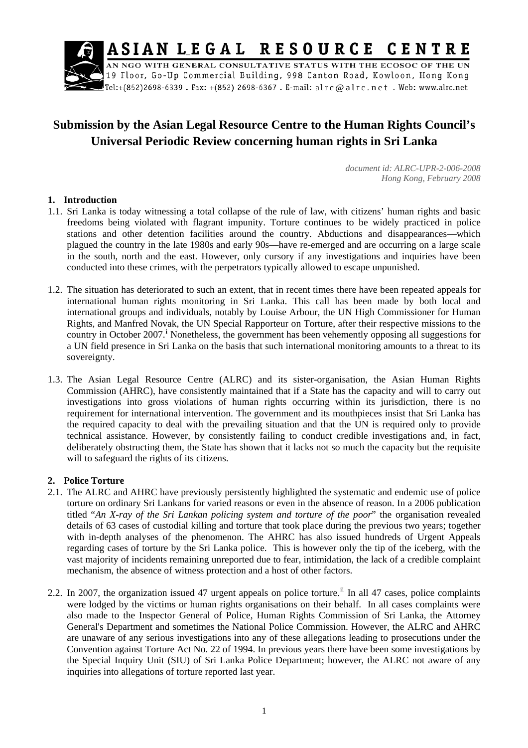ASIAN LEGAL RESOURCE CENTRE

AN NGO WITH GENERAL CONSULTATIVE STATUS WITH THE ECOSOC OF THE UN
19 Floor, Go-Up Commercial Building, 998 Canton Road, Kowloon, Hong Kong
Tel:+(852)2698-6339 . Fax: +(852) 2698-6367 . E-mail: alrc@alrc.net . Web: www.alrc.net

# Submission by the Asian Legal Resource Centre to the Human Rights Council's Universal Periodic Review concerning human rights in Sri Lanka

*document id: ALRC-UPR-2-006-2008*
*Hong Kong, February 2008*

## 1. Introduction

1.1. Sri Lanka is today witnessing a total collapse of the rule of law, with citizens' human rights and basic freedoms being violated with flagrant impunity. Torture continues to be widely practiced in police stations and other detention facilities around the country. Abductions and disappearances—which plagued the country in the late 1980s and early 90s—have re-emerged and are occurring on a large scale in the south, north and the east. However, only cursory if any investigations and inquiries have been conducted into these crimes, with the perpetrators typically allowed to escape unpunished.

1.2. The situation has deteriorated to such an extent, that in recent times there have been repeated appeals for international human rights monitoring in Sri Lanka. This call has been made by both local and international groups and individuals, notably by Louise Arbour, the UN High Commissioner for Human Rights, and Manfred Novak, the UN Special Rapporteur on Torture, after their respective missions to the country in October 2007.[i] Nonetheless, the government has been vehemently opposing all suggestions for a UN field presence in Sri Lanka on the basis that such international monitoring amounts to a threat to its sovereignty.

1.3. The Asian Legal Resource Centre (ALRC) and its sister-organisation, the Asian Human Rights Commission (AHRC), have consistently maintained that if a State has the capacity and will to carry out investigations into gross violations of human rights occurring within its jurisdiction, there is no requirement for international intervention. The government and its mouthpieces insist that Sri Lanka has the required capacity to deal with the prevailing situation and that the UN is required only to provide technical assistance. However, by consistently failing to conduct credible investigations and, in fact, deliberately obstructing them, the State has shown that it lacks not so much the capacity but the requisite will to safeguard the rights of its citizens.

## 2. Police Torture

2.1. The ALRC and AHRC have previously persistently highlighted the systematic and endemic use of police torture on ordinary Sri Lankans for varied reasons or even in the absence of reason. In a 2006 publication titled "*An X-ray of the Sri Lankan policing system and torture of the poor*" the organisation revealed details of 63 cases of custodial killing and torture that took place during the previous two years; together with in-depth analyses of the phenomenon. The AHRC has also issued hundreds of Urgent Appeals regarding cases of torture by the Sri Lanka police. This is however only the tip of the iceberg, with the vast majority of incidents remaining unreported due to fear, intimidation, the lack of a credible complaint mechanism, the absence of witness protection and a host of other factors.

2.2. In 2007, the organization issued 47 urgent appeals on police torture.[ii] In all 47 cases, police complaints were lodged by the victims or human rights organisations on their behalf. In all cases complaints were also made to the Inspector General of Police, Human Rights Commission of Sri Lanka, the Attorney General's Department and sometimes the National Police Commission. However, the ALRC and AHRC are unaware of any serious investigations into any of these allegations leading to prosecutions under the Convention against Torture Act No. 22 of 1994. In previous years there have been some investigations by the Special Inquiry Unit (SIU) of Sri Lanka Police Department; however, the ALRC not aware of any inquiries into allegations of torture reported last year.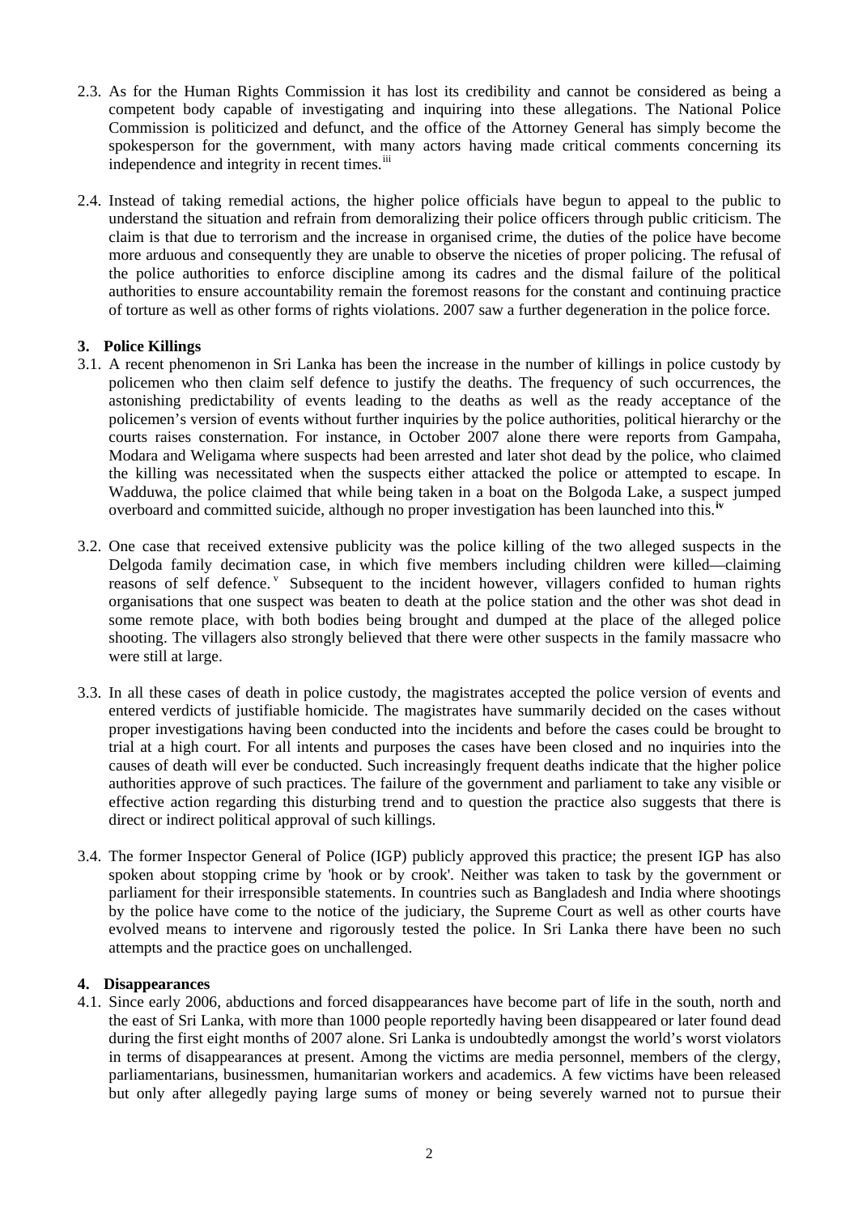2.3. As for the Human Rights Commission it has lost its credibility and cannot be considered as being a competent body capable of investigating and inquiring into these allegations. The National Police Commission is politicized and defunct, and the office of the Attorney General has simply become the spokesperson for the government, with many actors having made critical comments concerning its independence and integrity in recent times.[iii]

2.4. Instead of taking remedial actions, the higher police officials have begun to appeal to the public to understand the situation and refrain from demoralizing their police officers through public criticism. The claim is that due to terrorism and the increase in organised crime, the duties of the police have become more arduous and consequently they are unable to observe the niceties of proper policing. The refusal of the police authorities to enforce discipline among its cadres and the dismal failure of the political authorities to ensure accountability remain the foremost reasons for the constant and continuing practice of torture as well as other forms of rights violations. 2007 saw a further degeneration in the police force.

### 3. Police Killings

3.1. A recent phenomenon in Sri Lanka has been the increase in the number of killings in police custody by policemen who then claim self defence to justify the deaths. The frequency of such occurrences, the astonishing predictability of events leading to the deaths as well as the ready acceptance of the policemen's version of events without further inquiries by the police authorities, political hierarchy or the courts raises consternation. For instance, in October 2007 alone there were reports from Gampaha, Modara and Weligama where suspects had been arrested and later shot dead by the police, who claimed the killing was necessitated when the suspects either attacked the police or attempted to escape. In Wadduwa, the police claimed that while being taken in a boat on the Bolgoda Lake, a suspect jumped overboard and committed suicide, although no proper investigation has been launched into this.[iv]

3.2. One case that received extensive publicity was the police killing of the two alleged suspects in the Delgoda family decimation case, in which five members including children were killed—claiming reasons of self defence.[v] Subsequent to the incident however, villagers confided to human rights organisations that one suspect was beaten to death at the police station and the other was shot dead in some remote place, with both bodies being brought and dumped at the place of the alleged police shooting. The villagers also strongly believed that there were other suspects in the family massacre who were still at large.

3.3. In all these cases of death in police custody, the magistrates accepted the police version of events and entered verdicts of justifiable homicide. The magistrates have summarily decided on the cases without proper investigations having been conducted into the incidents and before the cases could be brought to trial at a high court. For all intents and purposes the cases have been closed and no inquiries into the causes of death will ever be conducted. Such increasingly frequent deaths indicate that the higher police authorities approve of such practices. The failure of the government and parliament to take any visible or effective action regarding this disturbing trend and to question the practice also suggests that there is direct or indirect political approval of such killings.

3.4. The former Inspector General of Police (IGP) publicly approved this practice; the present IGP has also spoken about stopping crime by 'hook or by crook'. Neither was taken to task by the government or parliament for their irresponsible statements. In countries such as Bangladesh and India where shootings by the police have come to the notice of the judiciary, the Supreme Court as well as other courts have evolved means to intervene and rigorously tested the police. In Sri Lanka there have been no such attempts and the practice goes on unchallenged.

### 4. Disappearances

4.1. Since early 2006, abductions and forced disappearances have become part of life in the south, north and the east of Sri Lanka, with more than 1000 people reportedly having been disappeared or later found dead during the first eight months of 2007 alone. Sri Lanka is undoubtedly amongst the world's worst violators in terms of disappearances at present. Among the victims are media personnel, members of the clergy, parliamentarians, businessmen, humanitarian workers and academics. A few victims have been released but only after allegedly paying large sums of money or being severely warned not to pursue their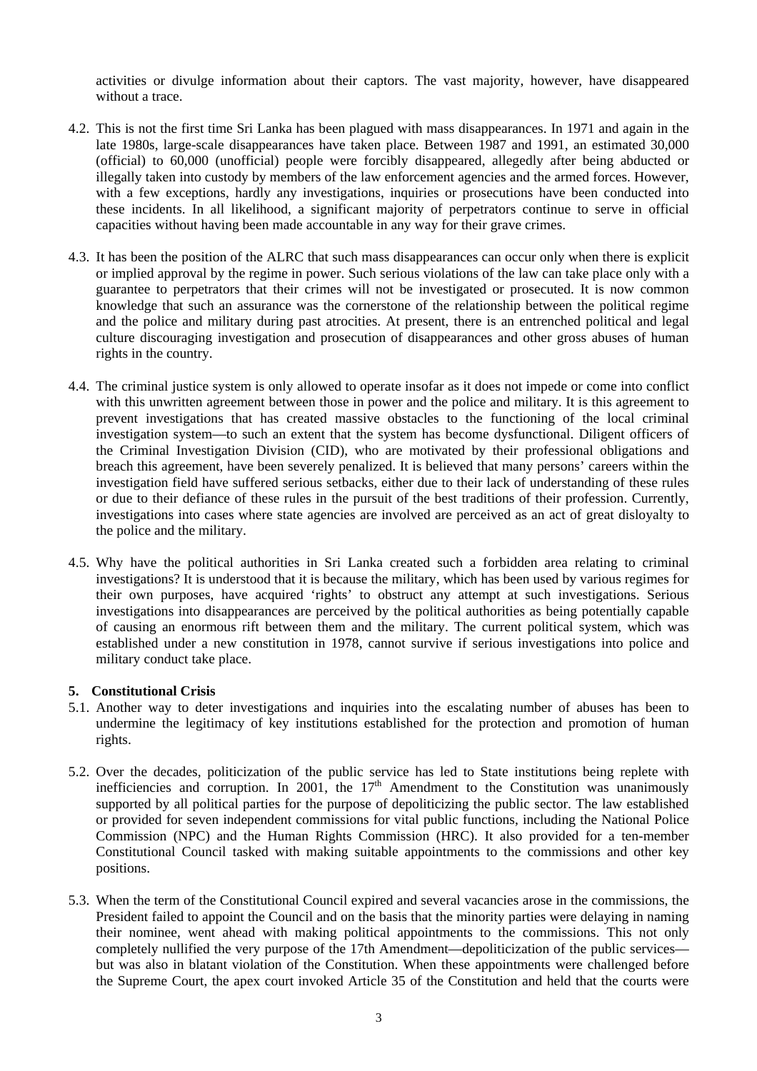activities or divulge information about their captors. The vast majority, however, have disappeared without a trace.

4.2. This is not the first time Sri Lanka has been plagued with mass disappearances. In 1971 and again in the late 1980s, large-scale disappearances have taken place. Between 1987 and 1991, an estimated 30,000 (official) to 60,000 (unofficial) people were forcibly disappeared, allegedly after being abducted or illegally taken into custody by members of the law enforcement agencies and the armed forces. However, with a few exceptions, hardly any investigations, inquiries or prosecutions have been conducted into these incidents. In all likelihood, a significant majority of perpetrators continue to serve in official capacities without having been made accountable in any way for their grave crimes.

4.3. It has been the position of the ALRC that such mass disappearances can occur only when there is explicit or implied approval by the regime in power. Such serious violations of the law can take place only with a guarantee to perpetrators that their crimes will not be investigated or prosecuted. It is now common knowledge that such an assurance was the cornerstone of the relationship between the political regime and the police and military during past atrocities. At present, there is an entrenched political and legal culture discouraging investigation and prosecution of disappearances and other gross abuses of human rights in the country.

4.4. The criminal justice system is only allowed to operate insofar as it does not impede or come into conflict with this unwritten agreement between those in power and the police and military. It is this agreement to prevent investigations that has created massive obstacles to the functioning of the local criminal investigation system—to such an extent that the system has become dysfunctional. Diligent officers of the Criminal Investigation Division (CID), who are motivated by their professional obligations and breach this agreement, have been severely penalized. It is believed that many persons' careers within the investigation field have suffered serious setbacks, either due to their lack of understanding of these rules or due to their defiance of these rules in the pursuit of the best traditions of their profession. Currently, investigations into cases where state agencies are involved are perceived as an act of great disloyalty to the police and the military.

4.5. Why have the political authorities in Sri Lanka created such a forbidden area relating to criminal investigations? It is understood that it is because the military, which has been used by various regimes for their own purposes, have acquired 'rights' to obstruct any attempt at such investigations. Serious investigations into disappearances are perceived by the political authorities as being potentially capable of causing an enormous rift between them and the military. The current political system, which was established under a new constitution in 1978, cannot survive if serious investigations into police and military conduct take place.

### 5. Constitutional Crisis

5.1. Another way to deter investigations and inquiries into the escalating number of abuses has been to undermine the legitimacy of key institutions established for the protection and promotion of human rights.

5.2. Over the decades, politicization of the public service has led to State institutions being replete with inefficiencies and corruption. In 2001, the 17th Amendment to the Constitution was unanimously supported by all political parties for the purpose of depoliticizing the public sector. The law established or provided for seven independent commissions for vital public functions, including the National Police Commission (NPC) and the Human Rights Commission (HRC). It also provided for a ten-member Constitutional Council tasked with making suitable appointments to the commissions and other key positions.

5.3. When the term of the Constitutional Council expired and several vacancies arose in the commissions, the President failed to appoint the Council and on the basis that the minority parties were delaying in naming their nominee, went ahead with making political appointments to the commissions. This not only completely nullified the very purpose of the 17th Amendment—depoliticization of the public services—but was also in blatant violation of the Constitution. When these appointments were challenged before the Supreme Court, the apex court invoked Article 35 of the Constitution and held that the courts were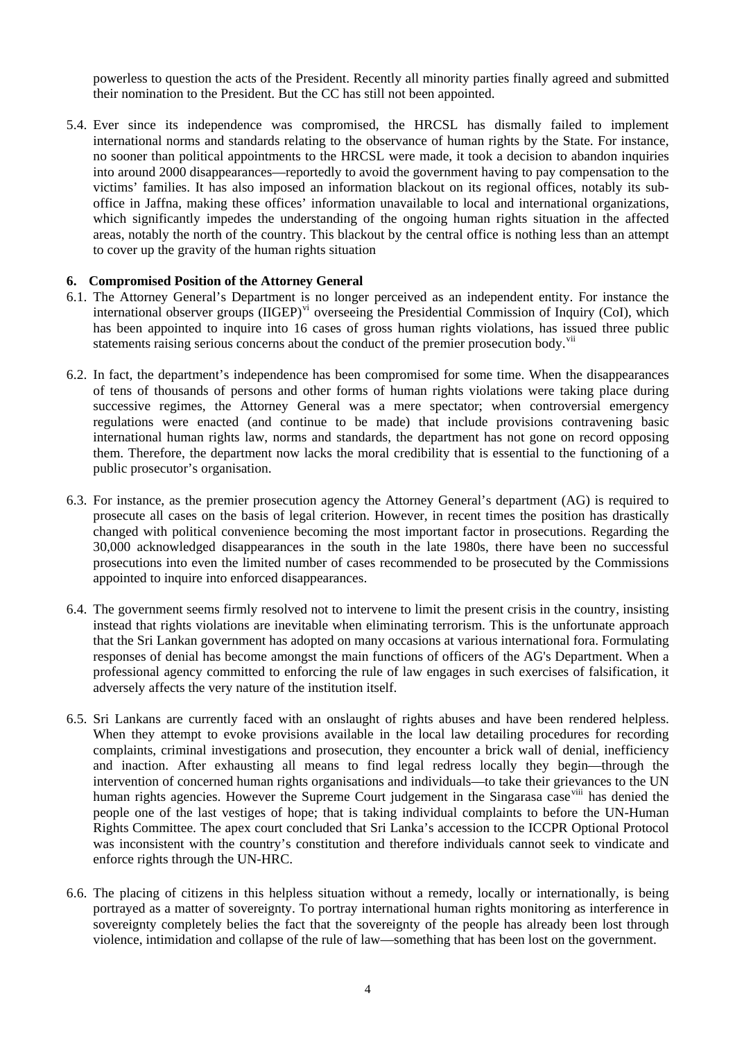powerless to question the acts of the President. Recently all minority parties finally agreed and submitted their nomination to the President. But the CC has still not been appointed.

5.4. Ever since its independence was compromised, the HRCSL has dismally failed to implement international norms and standards relating to the observance of human rights by the State. For instance, no sooner than political appointments to the HRCSL were made, it took a decision to abandon inquiries into around 2000 disappearances—reportedly to avoid the government having to pay compensation to the victims' families. It has also imposed an information blackout on its regional offices, notably its sub-office in Jaffna, making these offices' information unavailable to local and international organizations, which significantly impedes the understanding of the ongoing human rights situation in the affected areas, notably the north of the country. This blackout by the central office is nothing less than an attempt to cover up the gravity of the human rights situation

## 6. Compromised Position of the Attorney General

6.1. The Attorney General's Department is no longer perceived as an independent entity. For instance the international observer groups (IIGEP)[vi] overseeing the Presidential Commission of Inquiry (CoI), which has been appointed to inquire into 16 cases of gross human rights violations, has issued three public statements raising serious concerns about the conduct of the premier prosecution body.[vii]

6.2. In fact, the department's independence has been compromised for some time. When the disappearances of tens of thousands of persons and other forms of human rights violations were taking place during successive regimes, the Attorney General was a mere spectator; when controversial emergency regulations were enacted (and continue to be made) that include provisions contravening basic international human rights law, norms and standards, the department has not gone on record opposing them. Therefore, the department now lacks the moral credibility that is essential to the functioning of a public prosecutor's organisation.

6.3. For instance, as the premier prosecution agency the Attorney General's department (AG) is required to prosecute all cases on the basis of legal criterion. However, in recent times the position has drastically changed with political convenience becoming the most important factor in prosecutions. Regarding the 30,000 acknowledged disappearances in the south in the late 1980s, there have been no successful prosecutions into even the limited number of cases recommended to be prosecuted by the Commissions appointed to inquire into enforced disappearances.

6.4. The government seems firmly resolved not to intervene to limit the present crisis in the country, insisting instead that rights violations are inevitable when eliminating terrorism. This is the unfortunate approach that the Sri Lankan government has adopted on many occasions at various international fora. Formulating responses of denial has become amongst the main functions of officers of the AG's Department. When a professional agency committed to enforcing the rule of law engages in such exercises of falsification, it adversely affects the very nature of the institution itself.

6.5. Sri Lankans are currently faced with an onslaught of rights abuses and have been rendered helpless. When they attempt to evoke provisions available in the local law detailing procedures for recording complaints, criminal investigations and prosecution, they encounter a brick wall of denial, inefficiency and inaction. After exhausting all means to find legal redress locally they begin—through the intervention of concerned human rights organisations and individuals—to take their grievances to the UN human rights agencies. However the Supreme Court judgement in the Singarasa case[viii] has denied the people one of the last vestiges of hope; that is taking individual complaints to before the UN-Human Rights Committee. The apex court concluded that Sri Lanka's accession to the ICCPR Optional Protocol was inconsistent with the country's constitution and therefore individuals cannot seek to vindicate and enforce rights through the UN-HRC.

6.6. The placing of citizens in this helpless situation without a remedy, locally or internationally, is being portrayed as a matter of sovereignty. To portray international human rights monitoring as interference in sovereignty completely belies the fact that the sovereignty of the people has already been lost through violence, intimidation and collapse of the rule of law—something that has been lost on the government.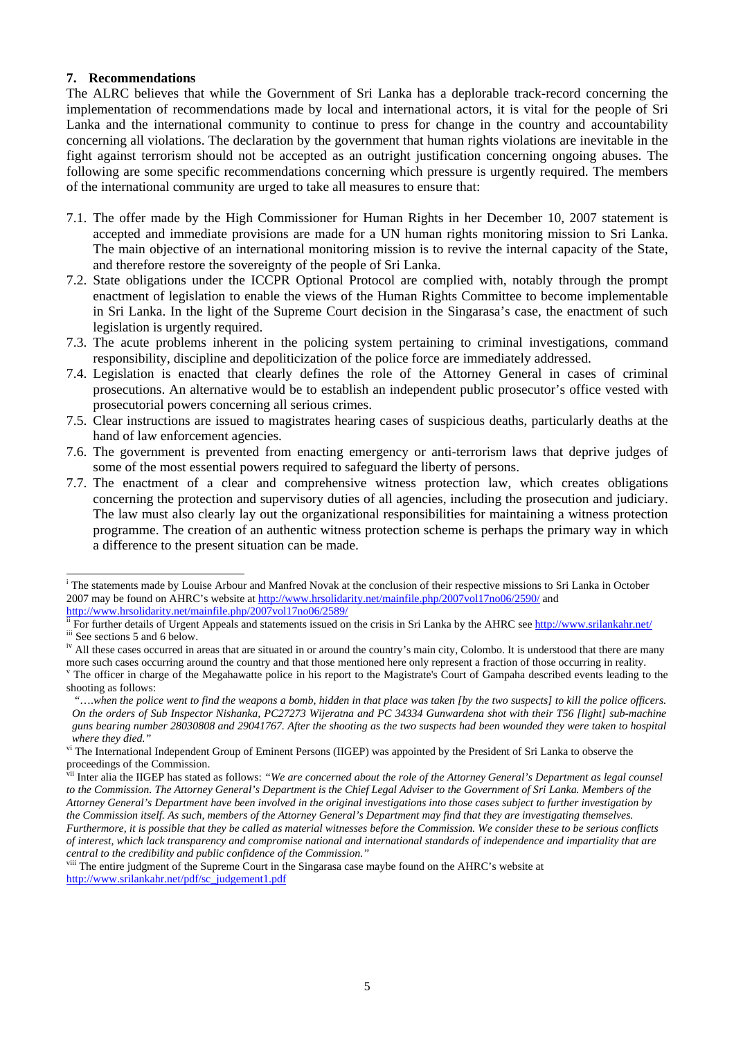### 7. Recommendations

The ALRC believes that while the Government of Sri Lanka has a deplorable track-record concerning the implementation of recommendations made by local and international actors, it is vital for the people of Sri Lanka and the international community to continue to press for change in the country and accountability concerning all violations. The declaration by the government that human rights violations are inevitable in the fight against terrorism should not be accepted as an outright justification concerning ongoing abuses. The following are some specific recommendations concerning which pressure is urgently required. The members of the international community are urged to take all measures to ensure that:

7.1. The offer made by the High Commissioner for Human Rights in her December 10, 2007 statement is accepted and immediate provisions are made for a UN human rights monitoring mission to Sri Lanka. The main objective of an international monitoring mission is to revive the internal capacity of the State, and therefore restore the sovereignty of the people of Sri Lanka.

7.2. State obligations under the ICCPR Optional Protocol are complied with, notably through the prompt enactment of legislation to enable the views of the Human Rights Committee to become implementable in Sri Lanka. In the light of the Supreme Court decision in the Singarasa's case, the enactment of such legislation is urgently required.

7.3. The acute problems inherent in the policing system pertaining to criminal investigations, command responsibility, discipline and depoliticization of the police force are immediately addressed.

7.4. Legislation is enacted that clearly defines the role of the Attorney General in cases of criminal prosecutions. An alternative would be to establish an independent public prosecutor's office vested with prosecutorial powers concerning all serious crimes.

7.5. Clear instructions are issued to magistrates hearing cases of suspicious deaths, particularly deaths at the hand of law enforcement agencies.

7.6. The government is prevented from enacting emergency or anti-terrorism laws that deprive judges of some of the most essential powers required to safeguard the liberty of persons.

7.7. The enactment of a clear and comprehensive witness protection law, which creates obligations concerning the protection and supervisory duties of all agencies, including the prosecution and judiciary. The law must also clearly lay out the organizational responsibilities for maintaining a witness protection programme. The creation of an authentic witness protection scheme is perhaps the primary way in which a difference to the present situation can be made.

---

[i] The statements made by Louise Arbour and Manfred Novak at the conclusion of their respective missions to Sri Lanka in October 2007 may be found on AHRC's website at http://www.hrsolidarity.net/mainfile.php/2007vol17no06/2590/ and http://www.hrsolidarity.net/mainfile.php/2007vol17no06/2589/

[ii] For further details of Urgent Appeals and statements issued on the crisis in Sri Lanka by the AHRC see http://www.srilankahr.net/

[iii] See sections 5 and 6 below.

[iv] All these cases occurred in areas that are situated in or around the country's main city, Colombo. It is understood that there are many more such cases occurring around the country and that those mentioned here only represent a fraction of those occurring in reality.

[v] The officer in charge of the Megahawatte police in his report to the Magistrate's Court of Gampaha described events leading to the shooting as follows:

> *"….when the police went to find the weapons a bomb, hidden in that place was taken [by the two suspects] to kill the police officers. On the orders of Sub Inspector Nishanka, PC27273 Wijeratna and PC 34334 Gunwardena shot with their T56 [light] sub-machine guns bearing number 28030808 and 29041767. After the shooting as the two suspects had been wounded they were taken to hospital where they died."*

[vi] The International Independent Group of Eminent Persons (IIGEP) was appointed by the President of Sri Lanka to observe the proceedings of the Commission.

[vii] Inter alia the IIGEP has stated as follows: *"We are concerned about the role of the Attorney General's Department as legal counsel to the Commission. The Attorney General's Department is the Chief Legal Adviser to the Government of Sri Lanka. Members of the Attorney General's Department have been involved in the original investigations into those cases subject to further investigation by the Commission itself. As such, members of the Attorney General's Department may find that they are investigating themselves. Furthermore, it is possible that they be called as material witnesses before the Commission. We consider these to be serious conflicts of interest, which lack transparency and compromise national and international standards of independence and impartiality that are central to the credibility and public confidence of the Commission."*

[viii] The entire judgment of the Supreme Court in the Singarasa case maybe found on the AHRC's website at http://www.srilankahr.net/pdf/sc_judgement1.pdf